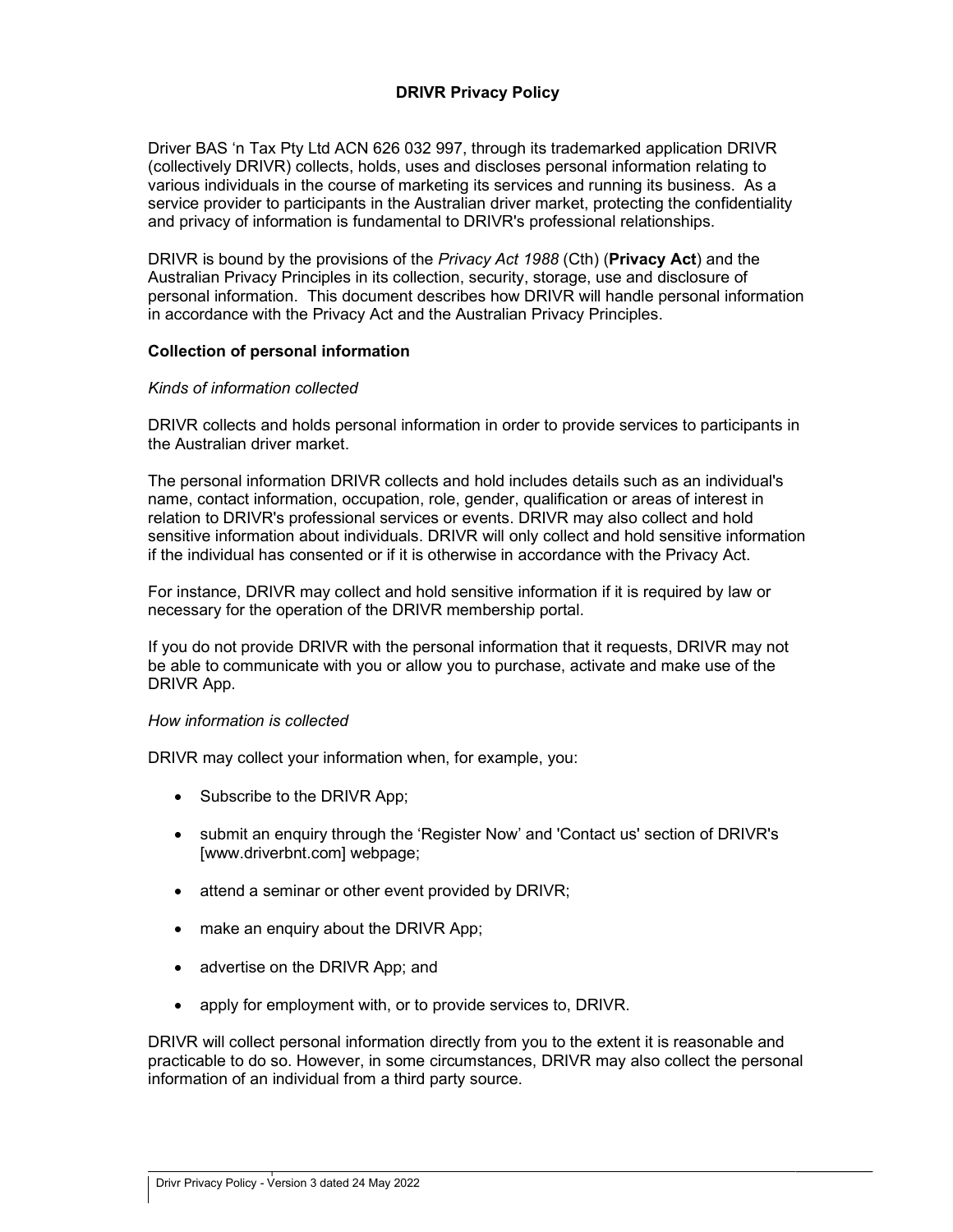# DRIVR Privacy Policy

Driver BAS 'n Tax Pty Ltd ACN 626 032 997, through its trademarked application DRIVR (collectively DRIVR) collects, holds, uses and discloses personal information relating to various individuals in the course of marketing its services and running its business. As a service provider to participants in the Australian driver market, protecting the confidentiality and privacy of information is fundamental to DRIVR's professional relationships.

DRIVR is bound by the provisions of the *Privacy Act 1988* (Cth) (**Privacy Act**) and the Australian Privacy Principles in its collection, security, storage, use and disclosure of personal information. This document describes how DRIVR will handle personal information in accordance with the Privacy Act and the Australian Privacy Principles.

## Collection of personal information

*Kinds of information collected*

DRIVR collects and holds personal information in order to provide services to participants in the Australian driver market.

The personal information DRIVR collects and hold includes details such as an individual's name, contact information, occupation, role, gender, qualification or areas of interest in relation to DRIVR's professional services or events. DRIVR may also collect and hold sensitive information about individuals. DRIVR will only collect and hold sensitive information if the individual has consented or if it is otherwise in accordance with the Privacy Act.

For instance, DRIVR may collect and hold sensitive information if it is required by law or necessary for the operation of the DRIVR membership portal.

If you do not provide DRIVR with the personal information that it requests, DRIVR may not be able to communicate with you or allow you to purchase, activate and make use of the DRIVR App.

*How information is collected*

DRIVR may collect your information when, for example, you:

- Subscribe to the DRIVR App;
- submit an enquiry through the 'Register Now' and 'Contact us' section of DRIVR's [www.driverbnt.com] webpage;
- attend a seminar or other event provided by DRIVR;
- make an enquiry about the DRIVR App;
- advertise on the DRIVR App; and
- apply for employment with, or to provide services to, DRIVR.

DRIVR will collect personal information directly from you to the extent it is reasonable and practicable to do so. However, in some circumstances, DRIVR may also collect the personal information of an individual from a third party source.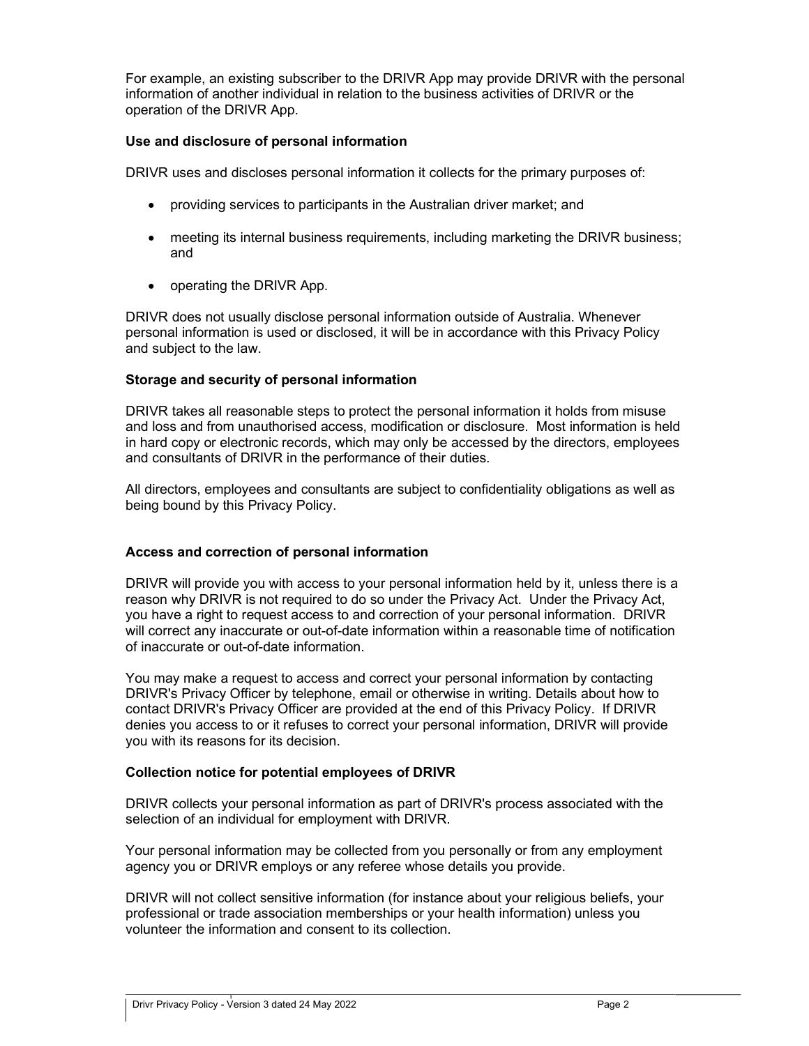For example, an existing subscriber to the DRIVR App may provide DRIVR with the personal information of another individual in relation to the business activities of DRIVR or the operation of the DRIVR App.

**Use and disclosure of personal information**

DRIVR uses and discloses personal information it collects for the primary purposes of:

- providing services to participants in the Australian driver market; and
- meeting its internal business requirements, including marketing the DRIVR business; and
- operating the DRIVR App.

DRIVR does not usually disclose personal information outside of Australia. Whenever personal information is used or disclosed, it will be in accordance with this Privacy Policy and subject to the law.

**Storage and security of personal information**

DRIVR takes all reasonable steps to protect the personal information it holds from misuse and loss and from unauthorised access, modification or disclosure. Most information is held in hard copy or electronic records, which may only be accessed by the directors, employees and consultants of DRIVR in the performance of their duties.

All directors, employees and consultants are subject to confidentiality obligations as well as being bound by this Privacy Policy.

**Access and correction of personal information**

DRIVR will provide you with access to your personal information held by it, unless there is a reason why DRIVR is not required to do so under the Privacy Act. Under the Privacy Act, you have a right to request access to and correction of your personal information. DRIVR will correct any inaccurate or out-of-date information within a reasonable time of notification of inaccurate or out-of-date information.

You may make a request to access and correct your personal information by contacting DRIVR's Privacy Officer by telephone, email or otherwise in writing. Details about how to contact DRIVR's Privacy Officer are provided at the end of this Privacy Policy. If DRIVR denies you access to or it refuses to correct your personal information, DRIVR will provide you with its reasons for its decision.

**Collection notice for potential employees of DRIVR**

DRIVR collects your personal information as part of DRIVR's process associated with the selection of an individual for employment with DRIVR.

Your personal information may be collected from you personally or from any employment agency you or DRIVR employs or any referee whose details you provide.

DRIVR will not collect sensitive information (for instance about your religious beliefs, your professional or trade association memberships or your health information) unless you volunteer the information and consent to its collection.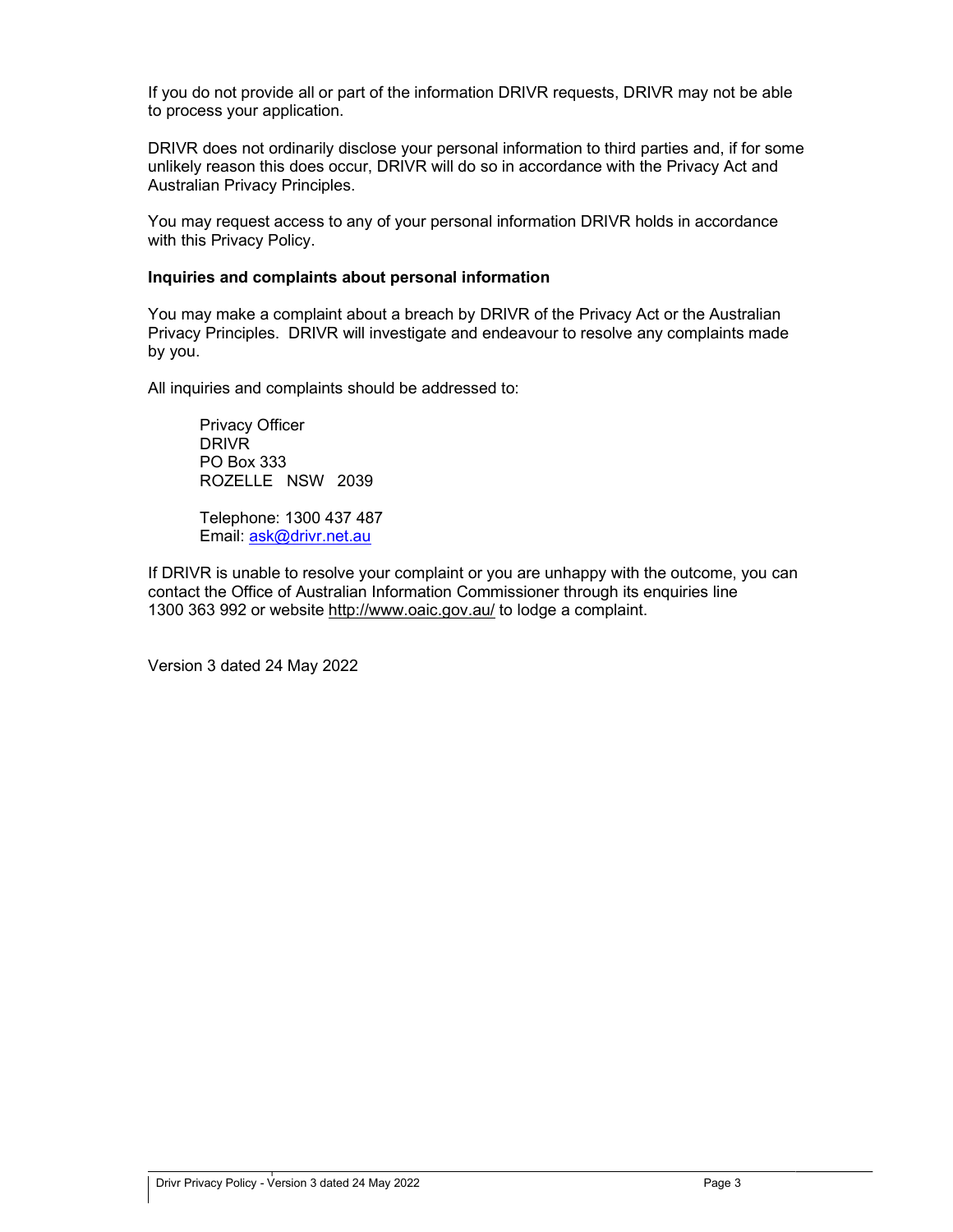If you do not provide all or part of the information DRIVR requests, DRIVR may not be able to process your application.

DRIVR does not ordinarily disclose your personal information to third parties and, if for some unlikely reason this does occur, DRIVR will do so in accordance with the Privacy Act and Australian Privacy Principles.

You may request access to any of your personal information DRIVR holds in accordance with this Privacy Policy.

**Inquiries and complaints about personal information**

You may make a complaint about a breach by DRIVR of the Privacy Act or the Australian Privacy Principles. DRIVR will investigate and endeavour to resolve any complaints made by you.

All inquiries and complaints should be addressed to:

> Privacy Officer
> DRIVR
> PO Box 333
> ROZELLE NSW 2039
>
> Telephone: 1300 437 487
> Email: ask@drivr.net.au

If DRIVR is unable to resolve your complaint or you are unhappy with the outcome, you can contact the Office of Australian Information Commissioner through its enquiries line 1300 363 992 or website http://www.oaic.gov.au/ to lodge a complaint.

Version 3 dated 24 May 2022